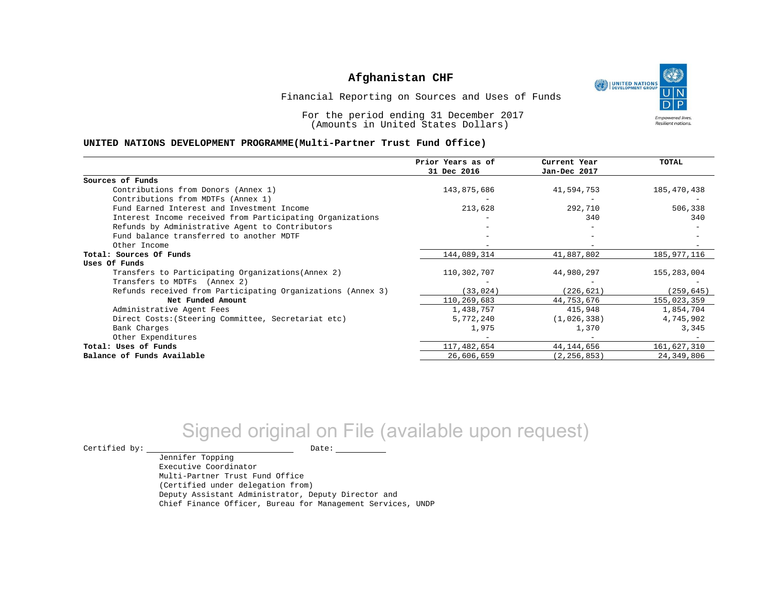# Afghanistan CHF

Financial Reporting on Sources and Uses of Funds

For the period ending 31 December 2017
(Amounts in United States Dollars)

**UNITED NATIONS DEVELOPMENT PROGRAMME(Multi-Partner Trust Fund Office)**

| | Prior Years as of 31 Dec 2016 | Current Year Jan-Dec 2017 | TOTAL |
|---|---|---|---|
| **Sources of Funds** | | | |
| Contributions from Donors (Annex 1) | 143,875,686 | 41,594,753 | 185,470,438 |
| Contributions from MDTFs (Annex 1) | - | - | - |
| Fund Earned Interest and Investment Income | 213,628 | 292,710 | 506,338 |
| Interest Income received from Participating Organizations | - | 340 | 340 |
| Refunds by Administrative Agent to Contributors | - | - | - |
| Fund balance transferred to another MDTF | - | - | - |
| Other Income | - | - | - |
| **Total: Sources Of Funds** | 144,089,314 | 41,887,802 | 185,977,116 |
| **Uses Of Funds** | | | |
| Transfers to Participating Organizations(Annex 2) | 110,302,707 | 44,980,297 | 155,283,004 |
| Transfers to MDTFs (Annex 2) | - | - | - |
| Refunds received from Participating Organizations (Annex 3) | (33,024) | (226,621) | (259,645) |
| **Net Funded Amount** | 110,269,683 | 44,753,676 | 155,023,359 |
| Administrative Agent Fees | 1,438,757 | 415,948 | 1,854,704 |
| Direct Costs:(Steering Committee, Secretariat etc) | 5,772,240 | (1,026,338) | 4,745,902 |
| Bank Charges | 1,975 | 1,370 | 3,345 |
| Other Expenditures | - | - | - |
| **Total: Uses of Funds** | 117,482,654 | 44,144,656 | 161,627,310 |
| **Balance of Funds Available** | 26,606,659 | (2,256,853) | 24,349,806 |

Signed original on File (available upon request)

Certified by: \_\_\_\_\_\_\_\_\_\_\_\_\_\_\_\_\_\_\_\_ Date: \_\_\_\_\_\_\_\_\_\_

Jennifer Topping
Executive Coordinator
Multi-Partner Trust Fund Office
(Certified under delegation from)
Deputy Assistant Administrator, Deputy Director and
Chief Finance Officer, Bureau for Management Services, UNDP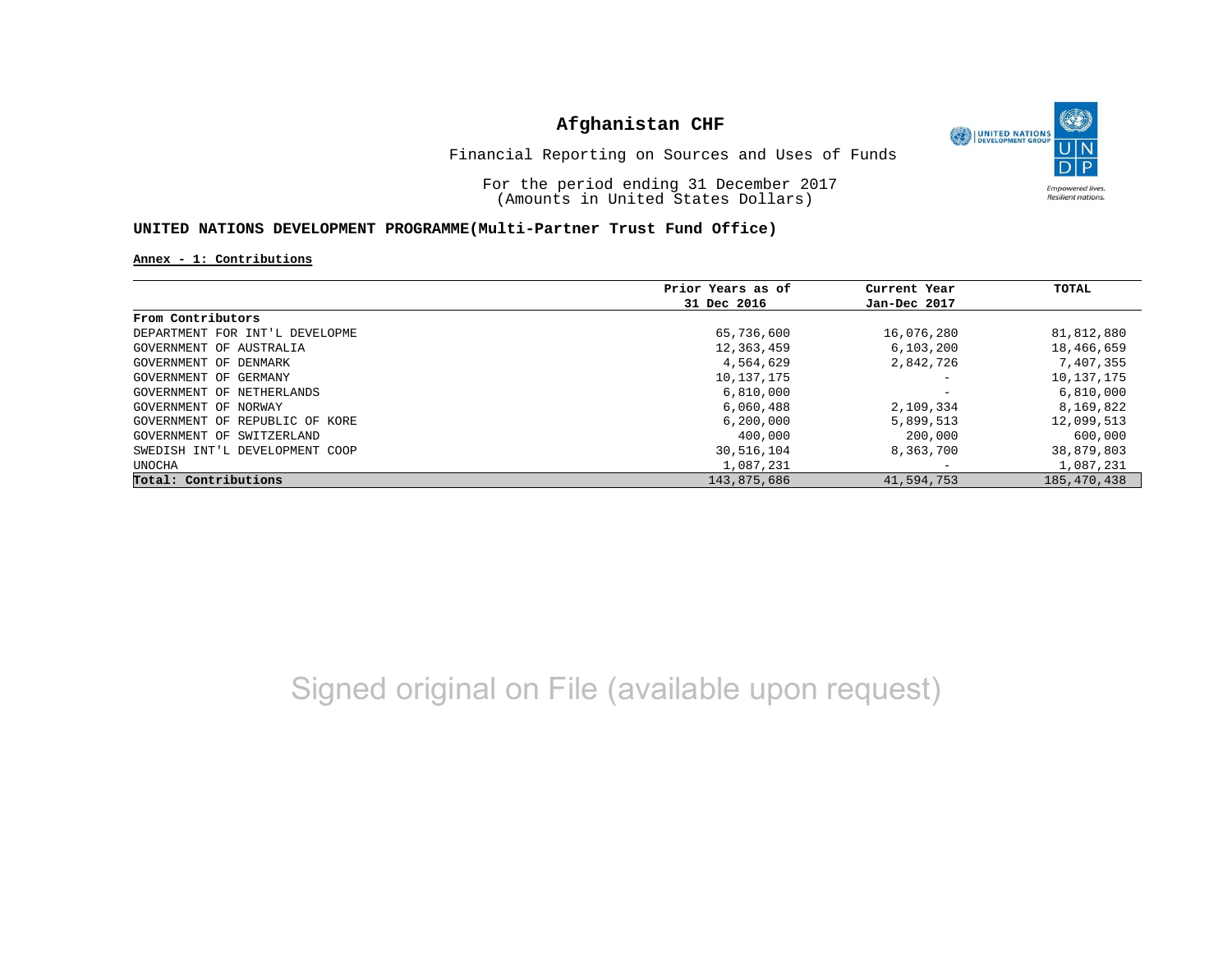# Afghanistan CHF

Financial Reporting on Sources and Uses of Funds

For the period ending 31 December 2017
(Amounts in United States Dollars)

**UNITED NATIONS DEVELOPMENT PROGRAMME(Multi-Partner Trust Fund Office)**

**Annex - 1: Contributions**

| | Prior Years as of 31 Dec 2016 | Current Year Jan-Dec 2017 | TOTAL |
|---|---|---|---|
| **From Contributors** | | | |
| DEPARTMENT FOR INT'L DEVELOPME | 65,736,600 | 16,076,280 | 81,812,880 |
| GOVERNMENT OF AUSTRALIA | 12,363,459 | 6,103,200 | 18,466,659 |
| GOVERNMENT OF DENMARK | 4,564,629 | 2,842,726 | 7,407,355 |
| GOVERNMENT OF GERMANY | 10,137,175 | - | 10,137,175 |
| GOVERNMENT OF NETHERLANDS | 6,810,000 | - | 6,810,000 |
| GOVERNMENT OF NORWAY | 6,060,488 | 2,109,334 | 8,169,822 |
| GOVERNMENT OF REPUBLIC OF KORE | 6,200,000 | 5,899,513 | 12,099,513 |
| GOVERNMENT OF SWITZERLAND | 400,000 | 200,000 | 600,000 |
| SWEDISH INT'L DEVELOPMENT COOP | 30,516,104 | 8,363,700 | 38,879,803 |
| UNOCHA | 1,087,231 | - | 1,087,231 |
| **Total: Contributions** | 143,875,686 | 41,594,753 | 185,470,438 |

Signed original on File (available upon request)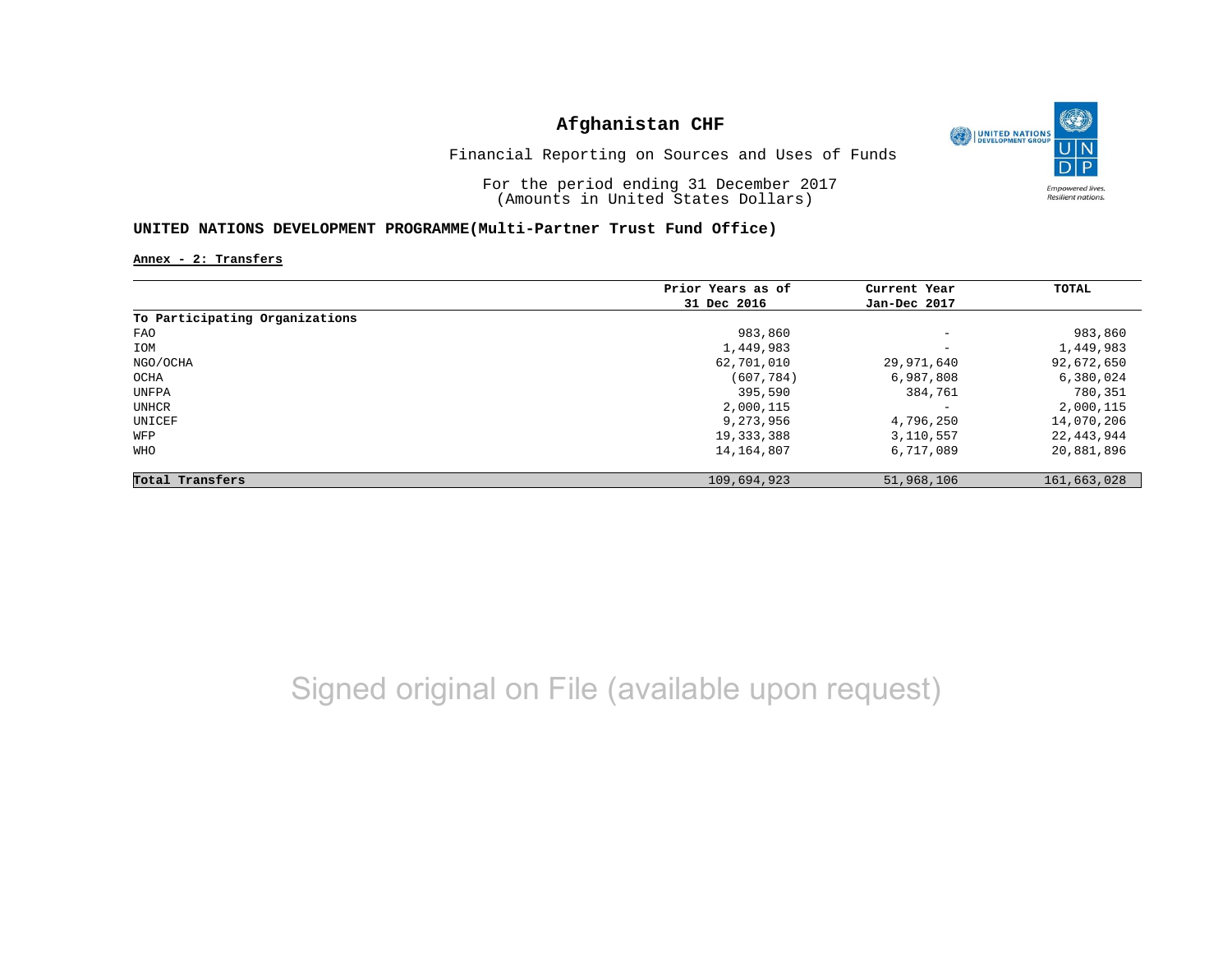# Afghanistan CHF

Financial Reporting on Sources and Uses of Funds

For the period ending 31 December 2017
(Amounts in United States Dollars)

**UNITED NATIONS DEVELOPMENT PROGRAMME(Multi-Partner Trust Fund Office)**

**Annex - 2: Transfers**

| | Prior Years as of 31 Dec 2016 | Current Year Jan-Dec 2017 | TOTAL |
|---|---|---|---|
| **To Participating Organizations** | | | |
| FAO | 983,860 | - | 983,860 |
| IOM | 1,449,983 | - | 1,449,983 |
| NGO/OCHA | 62,701,010 | 29,971,640 | 92,672,650 |
| OCHA | (607,784) | 6,987,808 | 6,380,024 |
| UNFPA | 395,590 | 384,761 | 780,351 |
| UNHCR | 2,000,115 | - | 2,000,115 |
| UNICEF | 9,273,956 | 4,796,250 | 14,070,206 |
| WFP | 19,333,388 | 3,110,557 | 22,443,944 |
| WHO | 14,164,807 | 6,717,089 | 20,881,896 |
| **Total Transfers** | 109,694,923 | 51,968,106 | 161,663,028 |

Signed original on File (available upon request)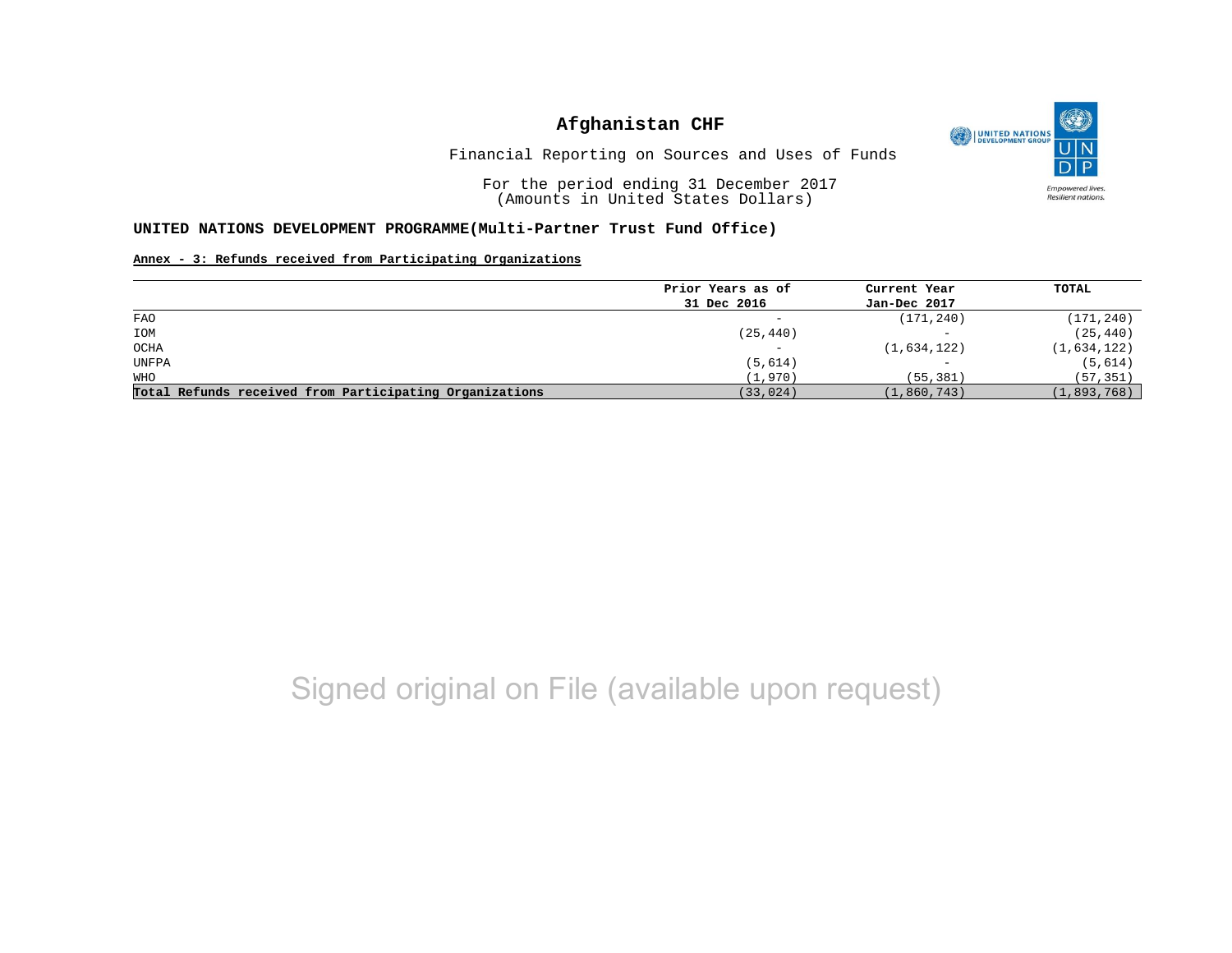# Afghanistan CHF

Financial Reporting on Sources and Uses of Funds

For the period ending 31 December 2017
(Amounts in United States Dollars)

**UNITED NATIONS DEVELOPMENT PROGRAMME(Multi-Partner Trust Fund Office)**

**Annex - 3: Refunds received from Participating Organizations**

| | Prior Years as of 31 Dec 2016 | Current Year Jan-Dec 2017 | TOTAL |
|---|---|---|---|
| FAO | - | (171,240) | (171,240) |
| IOM | (25,440) | - | (25,440) |
| OCHA | - | (1,634,122) | (1,634,122) |
| UNFPA | (5,614) | - | (5,614) |
| WHO | (1,970) | (55,381) | (57,351) |
| **Total Refunds received from Participating Organizations** | (33,024) | (1,860,743) | (1,893,768) |

Signed original on File (available upon request)